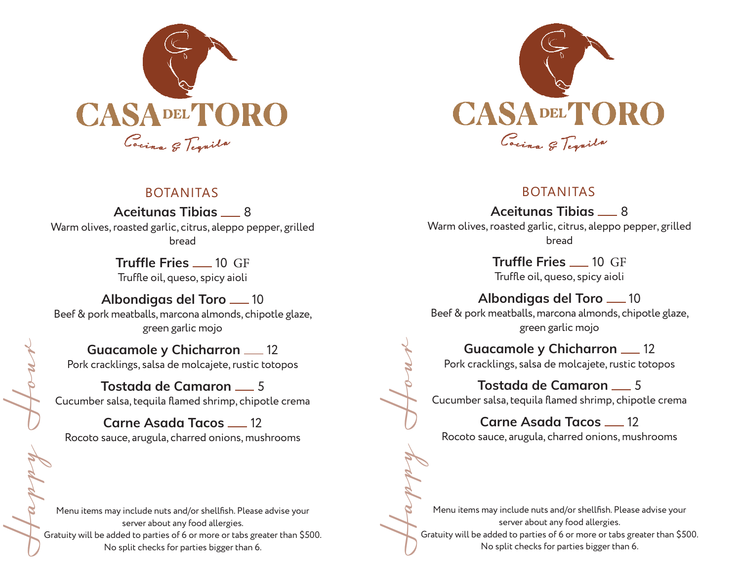# CASA DEL TORO

*Cocina & Tequila*

*Happy Hour*

## BOTANITAS

**Aceitunas Tibias** ___ 8
Warm olives, roasted garlic, citrus, aleppo pepper, grilled bread

**Truffle Fries** ___ 10 GF
Truffle oil, queso, spicy aioli

**Albondigas del Toro** ___ 10
Beef & pork meatballs, marcona almonds, chipotle glaze, green garlic mojo

**Guacamole y Chicharron** ___ 12
Pork cracklings, salsa de molcajete, rustic totopos

**Tostada de Camaron** ___ 5
Cucumber salsa, tequila flamed shrimp, chipotle crema

**Carne Asada Tacos** ___ 12
Rocoto sauce, arugula, charred onions, mushrooms

Menu items may include nuts and/or shellfish. Please advise your server about any food allergies.
Gratuity will be added to parties of 6 or more or tabs greater than $500.
No split checks for parties bigger than 6.

# CASA DEL TORO

*Cocina & Tequila*

*Happy Hour*

## BOTANITAS

**Aceitunas Tibias** ___ 8
Warm olives, roasted garlic, citrus, aleppo pepper, grilled bread

**Truffle Fries** ___ 10 GF
Truffle oil, queso, spicy aioli

**Albondigas del Toro** ___ 10
Beef & pork meatballs, marcona almonds, chipotle glaze, green garlic mojo

**Guacamole y Chicharron** ___ 12
Pork cracklings, salsa de molcajete, rustic totopos

**Tostada de Camaron** ___ 5
Cucumber salsa, tequila flamed shrimp, chipotle crema

**Carne Asada Tacos** ___ 12
Rocoto sauce, arugula, charred onions, mushrooms

Menu items may include nuts and/or shellfish. Please advise your server about any food allergies.
Gratuity will be added to parties of 6 or more or tabs greater than $500.
No split checks for parties bigger than 6.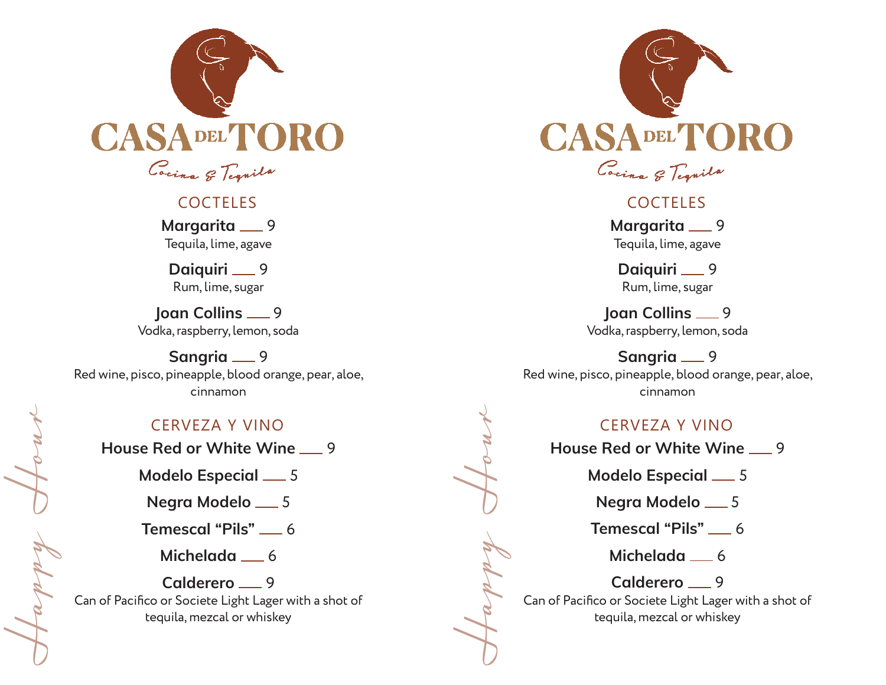# CASA DEL TORO

*Cocina & Tequila*

*Happy Hour*

## COCTELES

**Margarita** ___ 9
Tequila, lime, agave

**Daiquiri** ___ 9
Rum, lime, sugar

**Joan Collins** ___ 9
Vodka, raspberry, lemon, soda

**Sangria** ___ 9
Red wine, pisco, pineapple, blood orange, pear, aloe, cinnamon

## CERVEZA Y VINO

**House Red or White Wine** ___ 9

**Modelo Especial** ___ 5

**Negra Modelo** ___ 5

**Temescal "Pils"** ___ 6

**Michelada** ___ 6

**Calderero** ___ 9
Can of Pacifico or Societe Light Lager with a shot of tequila, mezcal or whiskey

# CASA DEL TORO

*Cocina & Tequila*

*Happy Hour*

## COCTELES

**Margarita** ___ 9
Tequila, lime, agave

**Daiquiri** ___ 9
Rum, lime, sugar

**Joan Collins** ___ 9
Vodka, raspberry, lemon, soda

**Sangria** ___ 9
Red wine, pisco, pineapple, blood orange, pear, aloe, cinnamon

## CERVEZA Y VINO

**House Red or White Wine** ___ 9

**Modelo Especial** ___ 5

**Negra Modelo** ___ 5

**Temescal "Pils"** ___ 6

**Michelada** ___ 6

**Calderero** ___ 9
Can of Pacifico or Societe Light Lager with a shot of tequila, mezcal or whiskey